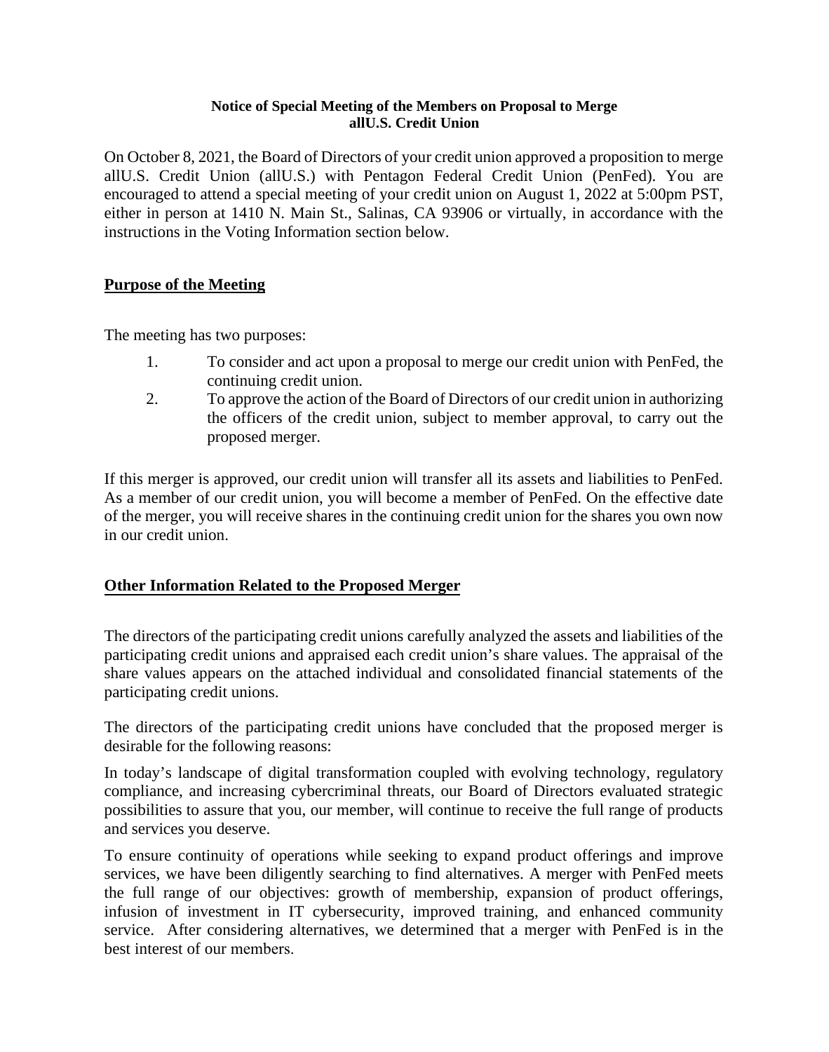**Notice of Special Meeting of the Members on Proposal to Merge**
**allU.S. Credit Union**

On October 8, 2021, the Board of Directors of your credit union approved a proposition to merge allU.S. Credit Union (allU.S.) with Pentagon Federal Credit Union (PenFed). You are encouraged to attend a special meeting of your credit union on August 1, 2022 at 5:00pm PST, either in person at 1410 N. Main St., Salinas, CA 93906 or virtually, in accordance with the instructions in the Voting Information section below.

## Purpose of the Meeting

The meeting has two purposes:

1. To consider and act upon a proposal to merge our credit union with PenFed, the continuing credit union.
2. To approve the action of the Board of Directors of our credit union in authorizing the officers of the credit union, subject to member approval, to carry out the proposed merger.

If this merger is approved, our credit union will transfer all its assets and liabilities to PenFed. As a member of our credit union, you will become a member of PenFed. On the effective date of the merger, you will receive shares in the continuing credit union for the shares you own now in our credit union.

## Other Information Related to the Proposed Merger

The directors of the participating credit unions carefully analyzed the assets and liabilities of the participating credit unions and appraised each credit union's share values. The appraisal of the share values appears on the attached individual and consolidated financial statements of the participating credit unions.

The directors of the participating credit unions have concluded that the proposed merger is desirable for the following reasons:

In today's landscape of digital transformation coupled with evolving technology, regulatory compliance, and increasing cybercriminal threats, our Board of Directors evaluated strategic possibilities to assure that you, our member, will continue to receive the full range of products and services you deserve.

To ensure continuity of operations while seeking to expand product offerings and improve services, we have been diligently searching to find alternatives. A merger with PenFed meets the full range of our objectives: growth of membership, expansion of product offerings, infusion of investment in IT cybersecurity, improved training, and enhanced community service. After considering alternatives, we determined that a merger with PenFed is in the best interest of our members.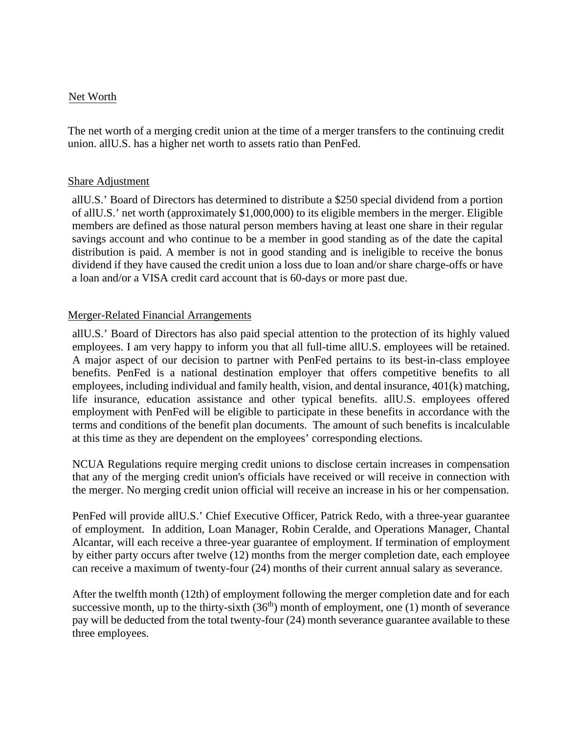Net Worth

The net worth of a merging credit union at the time of a merger transfers to the continuing credit union. allU.S. has a higher net worth to assets ratio than PenFed.

Share Adjustment

allU.S.' Board of Directors has determined to distribute a $250 special dividend from a portion of allU.S.' net worth (approximately $1,000,000) to its eligible members in the merger. Eligible members are defined as those natural person members having at least one share in their regular savings account and who continue to be a member in good standing as of the date the capital distribution is paid. A member is not in good standing and is ineligible to receive the bonus dividend if they have caused the credit union a loss due to loan and/or share charge-offs or have a loan and/or a VISA credit card account that is 60-days or more past due.

Merger-Related Financial Arrangements

allU.S.' Board of Directors has also paid special attention to the protection of its highly valued employees. I am very happy to inform you that all full-time allU.S. employees will be retained. A major aspect of our decision to partner with PenFed pertains to its best-in-class employee benefits. PenFed is a national destination employer that offers competitive benefits to all employees, including individual and family health, vision, and dental insurance, 401(k) matching, life insurance, education assistance and other typical benefits. allU.S. employees offered employment with PenFed will be eligible to participate in these benefits in accordance with the terms and conditions of the benefit plan documents. The amount of such benefits is incalculable at this time as they are dependent on the employees' corresponding elections.

NCUA Regulations require merging credit unions to disclose certain increases in compensation that any of the merging credit union's officials have received or will receive in connection with the merger. No merging credit union official will receive an increase in his or her compensation.

PenFed will provide allU.S.' Chief Executive Officer, Patrick Redo, with a three-year guarantee of employment. In addition, Loan Manager, Robin Ceralde, and Operations Manager, Chantal Alcantar, will each receive a three-year guarantee of employment. If termination of employment by either party occurs after twelve (12) months from the merger completion date, each employee can receive a maximum of twenty-four (24) months of their current annual salary as severance.

After the twelfth month (12th) of employment following the merger completion date and for each successive month, up to the thirty-sixth (36th) month of employment, one (1) month of severance pay will be deducted from the total twenty-four (24) month severance guarantee available to these three employees.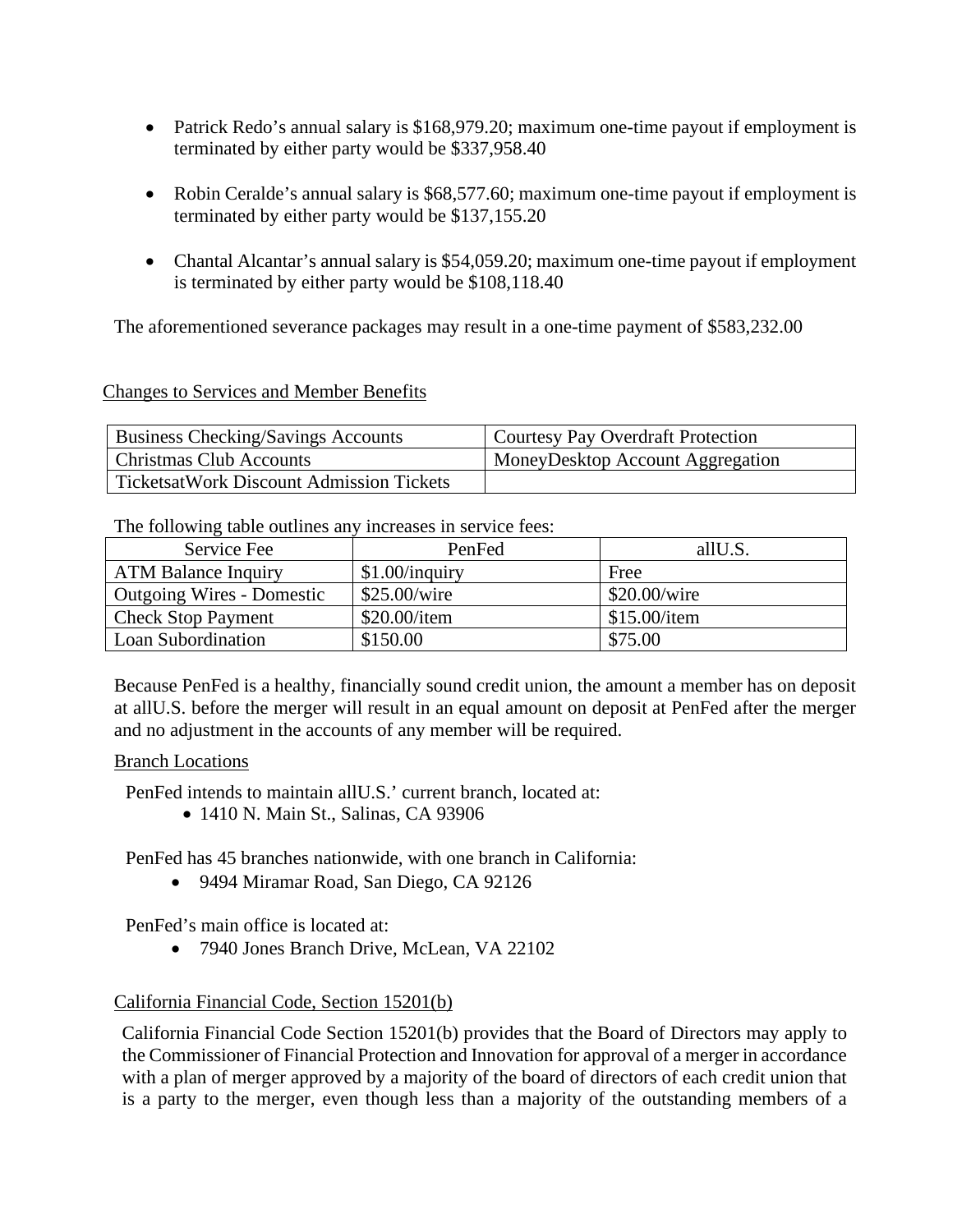- Patrick Redo's annual salary is $168,979.20; maximum one-time payout if employment is terminated by either party would be $337,958.40

- Robin Ceralde's annual salary is $68,577.60; maximum one-time payout if employment is terminated by either party would be $137,155.20

- Chantal Alcantar's annual salary is $54,059.20; maximum one-time payout if employment is terminated by either party would be $108,118.40

The aforementioned severance packages may result in a one-time payment of $583,232.00

Changes to Services and Member Benefits

| | |
|---|---|
| Business Checking/Savings Accounts | Courtesy Pay Overdraft Protection |
| Christmas Club Accounts | MoneyDesktop Account Aggregation |
| TicketsatWork Discount Admission Tickets | |

The following table outlines any increases in service fees:

| Service Fee | PenFed | allU.S. |
|---|---|---|
| ATM Balance Inquiry | $1.00/inquiry | Free |
| Outgoing Wires - Domestic | $25.00/wire | $20.00/wire |
| Check Stop Payment | $20.00/item | $15.00/item |
| Loan Subordination | $150.00 | $75.00 |

Because PenFed is a healthy, financially sound credit union, the amount a member has on deposit at allU.S. before the merger will result in an equal amount on deposit at PenFed after the merger and no adjustment in the accounts of any member will be required.

Branch Locations

PenFed intends to maintain allU.S.' current branch, located at:

- 1410 N. Main St., Salinas, CA 93906

PenFed has 45 branches nationwide, with one branch in California:

- 9494 Miramar Road, San Diego, CA 92126

PenFed's main office is located at:

- 7940 Jones Branch Drive, McLean, VA 22102

California Financial Code, Section 15201(b)

California Financial Code Section 15201(b) provides that the Board of Directors may apply to the Commissioner of Financial Protection and Innovation for approval of a merger in accordance with a plan of merger approved by a majority of the board of directors of each credit union that is a party to the merger, even though less than a majority of the outstanding members of a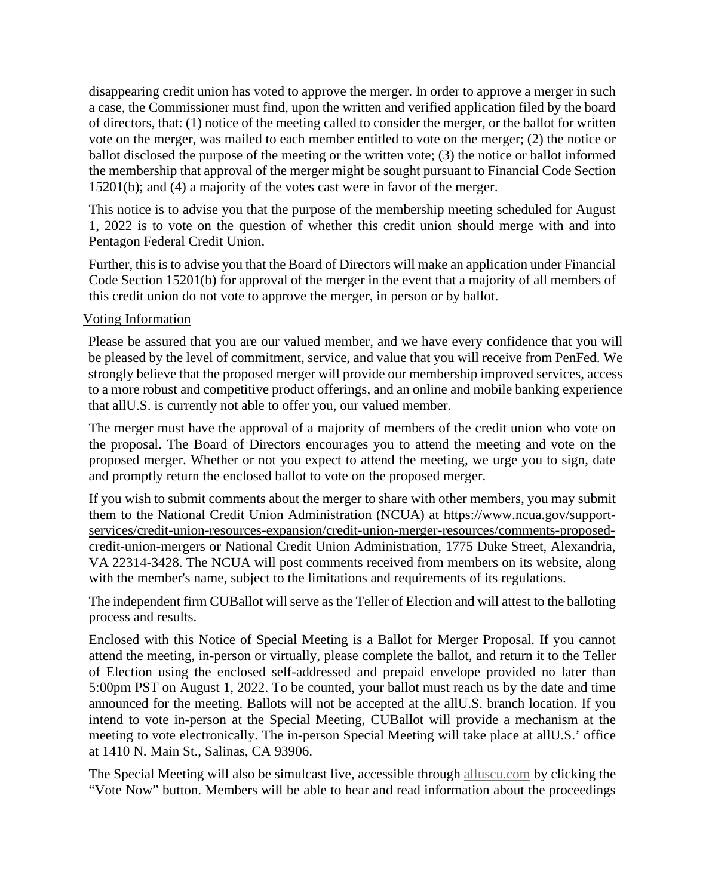disappearing credit union has voted to approve the merger. In order to approve a merger in such a case, the Commissioner must find, upon the written and verified application filed by the board of directors, that: (1) notice of the meeting called to consider the merger, or the ballot for written vote on the merger, was mailed to each member entitled to vote on the merger; (2) the notice or ballot disclosed the purpose of the meeting or the written vote; (3) the notice or ballot informed the membership that approval of the merger might be sought pursuant to Financial Code Section 15201(b); and (4) a majority of the votes cast were in favor of the merger.

This notice is to advise you that the purpose of the membership meeting scheduled for August 1, 2022 is to vote on the question of whether this credit union should merge with and into Pentagon Federal Credit Union.

Further, this is to advise you that the Board of Directors will make an application under Financial Code Section 15201(b) for approval of the merger in the event that a majority of all members of this credit union do not vote to approve the merger, in person or by ballot.

Voting Information

Please be assured that you are our valued member, and we have every confidence that you will be pleased by the level of commitment, service, and value that you will receive from PenFed. We strongly believe that the proposed merger will provide our membership improved services, access to a more robust and competitive product offerings, and an online and mobile banking experience that allU.S. is currently not able to offer you, our valued member.

The merger must have the approval of a majority of members of the credit union who vote on the proposal. The Board of Directors encourages you to attend the meeting and vote on the proposed merger. Whether or not you expect to attend the meeting, we urge you to sign, date and promptly return the enclosed ballot to vote on the proposed merger.

If you wish to submit comments about the merger to share with other members, you may submit them to the National Credit Union Administration (NCUA) at https://www.ncua.gov/support-services/credit-union-resources-expansion/credit-union-merger-resources/comments-proposed-credit-union-mergers or National Credit Union Administration, 1775 Duke Street, Alexandria, VA 22314-3428. The NCUA will post comments received from members on its website, along with the member's name, subject to the limitations and requirements of its regulations.

The independent firm CUBallot will serve as the Teller of Election and will attest to the balloting process and results.

Enclosed with this Notice of Special Meeting is a Ballot for Merger Proposal. If you cannot attend the meeting, in-person or virtually, please complete the ballot, and return it to the Teller of Election using the enclosed self-addressed and prepaid envelope provided no later than 5:00pm PST on August 1, 2022. To be counted, your ballot must reach us by the date and time announced for the meeting. Ballots will not be accepted at the allU.S. branch location. If you intend to vote in-person at the Special Meeting, CUBallot will provide a mechanism at the meeting to vote electronically. The in-person Special Meeting will take place at allU.S.' office at 1410 N. Main St., Salinas, CA 93906.

The Special Meeting will also be simulcast live, accessible through alluscu.com by clicking the "Vote Now" button. Members will be able to hear and read information about the proceedings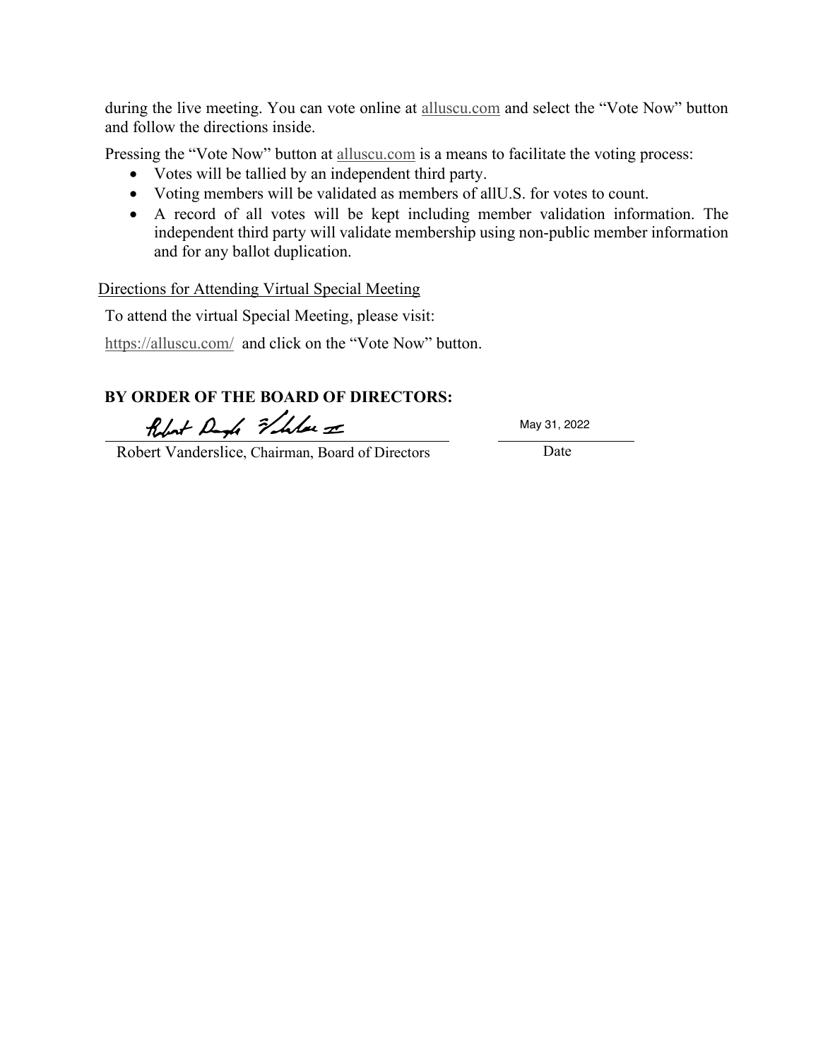during the live meeting. You can vote online at alluscu.com and select the "Vote Now" button and follow the directions inside.

Pressing the "Vote Now" button at alluscu.com is a means to facilitate the voting process:

- Votes will be tallied by an independent third party.
- Voting members will be validated as members of allU.S. for votes to count.
- A record of all votes will be kept including member validation information. The independent third party will validate membership using non-public member information and for any ballot duplication.

Directions for Attending Virtual Special Meeting

To attend the virtual Special Meeting, please visit:

https://alluscu.com/ and click on the "Vote Now" button.

**BY ORDER OF THE BOARD OF DIRECTORS:**

Robert Vanderslice, Chairman, Board of Directors

May 31, 2022

Date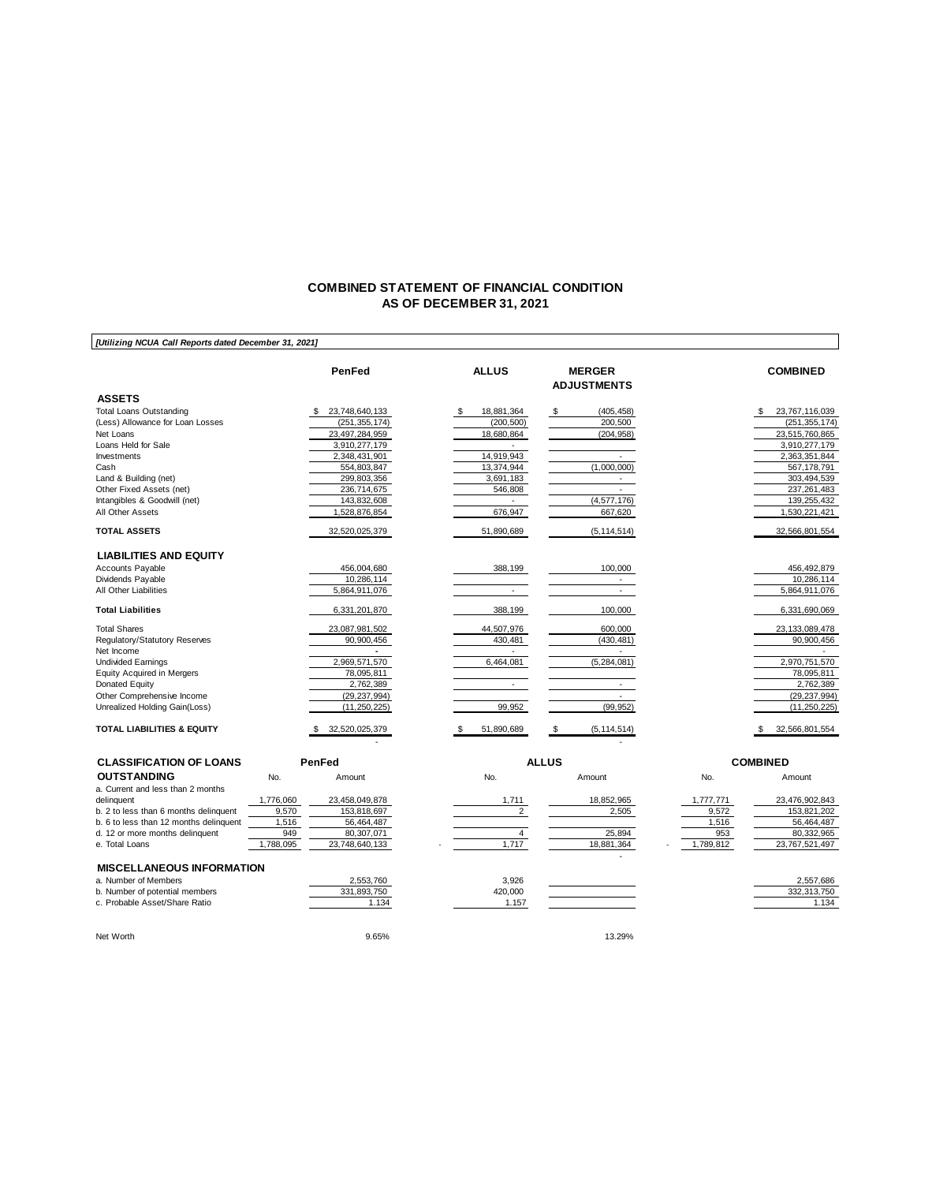# COMBINED STATEMENT OF FINANCIAL CONDITION
## AS OF DECEMBER 31, 2021

*[Utilizing NCUA Call Reports dated December 31, 2021]*

| | PenFed | ALLUS | MERGER ADJUSTMENTS | COMBINED |
|---|---|---|---|---|
| **ASSETS** | | | | |
| Total Loans Outstanding | $ 23,748,640,133 | $ 18,881,364 | $ (405,458) | $ 23,767,116,039 |
| (Less) Allowance for Loan Losses | (251,355,174) | (200,500) | 200,500 | (251,355,174) |
| Net Loans | 23,497,284,959 | 18,680,864 | (204,958) | 23,515,760,865 |
| Loans Held for Sale | 3,910,277,179 | - | | 3,910,277,179 |
| Investments | 2,348,431,901 | 14,919,943 | - | 2,363,351,844 |
| Cash | 554,803,847 | 13,374,944 | (1,000,000) | 567,178,791 |
| Land & Building (net) | 299,803,356 | 3,691,183 | - | 303,494,539 |
| Other Fixed Assets (net) | 236,714,675 | 546,808 | - | 237,261,483 |
| Intangibles & Goodwill (net) | 143,832,608 | - | (4,577,176) | 139,255,432 |
| All Other Assets | 1,528,876,854 | 676,947 | 667,620 | 1,530,221,421 |
| **TOTAL ASSETS** | 32,520,025,379 | 51,890,689 | (5,114,514) | 32,566,801,554 |
| **LIABILITIES AND EQUITY** | | | | |
| Accounts Payable | 456,004,680 | 388,199 | 100,000 | 456,492,879 |
| Dividends Payable | 10,286,114 | | - | 10,286,114 |
| All Other Liabilities | 5,864,911,076 | - | - | 5,864,911,076 |
| **Total Liabilities** | 6,331,201,870 | 388,199 | 100,000 | 6,331,690,069 |
| Total Shares | 23,087,981,502 | 44,507,976 | 600,000 | 23,133,089,478 |
| Regulatory/Statutory Reserves | 90,900,456 | 430,481 | (430,481) | 90,900,456 |
| Net Income | - | - | - | - |
| Undivided Earnings | 2,969,571,570 | 6,464,081 | (5,284,081) | 2,970,751,570 |
| Equity Acquired in Mergers | 78,095,811 | | | 78,095,811 |
| Donated Equity | 2,762,389 | - | - | 2,762,389 |
| Other Comprehensive Income | (29,237,994) | | - | (29,237,994) |
| Unrealized Holding Gain(Loss) | (11,250,225) | 99,952 | (99,952) | (11,250,225) |
| **TOTAL LIABILITIES & EQUITY** | $ 32,520,025,379 | $ 51,890,689 | $ (5,114,514) | $ 32,566,801,554 |
| | - | | - | |

| CLASSIFICATION OF LOANS OUTSTANDING | PenFed No. | PenFed Amount | | ALLUS No. | ALLUS Amount | | COMBINED No. | COMBINED Amount |
|---|---|---|---|---|---|---|---|---|
| a. Current and less than 2 months delinquent | 1,776,060 | 23,458,049,878 | | 1,711 | 18,852,965 | | 1,777,771 | 23,476,902,843 |
| b. 2 to less than 6 months delinquent | 9,570 | 153,818,697 | | 2 | 2,505 | | 9,572 | 153,821,202 |
| b. 6 to less than 12 months delinquent | 1,516 | 56,464,487 | | | | | 1,516 | 56,464,487 |
| d. 12 or more months delinquent | 949 | 80,307,071 | | 4 | 25,894 | | 953 | 80,332,965 |
| e. Total Loans | 1,788,095 | 23,748,640,133 | - | 1,717 | 18,881,364 | - | 1,789,812 | 23,767,521,497 |
| | | | | | - | | | |

| MISCELLANEOUS INFORMATION | PenFed | ALLUS | | COMBINED |
|---|---|---|---|---|
| a. Number of Members | 2,553,760 | 3,926 | | 2,557,686 |
| b. Number of potential members | 331,893,750 | 420,000 | | 332,313,750 |
| c. Probable Asset/Share Ratio | 1.134 | 1.157 | | 1.134 |

| | PenFed | ALLUS |
|---|---|---|
| Net Worth | 9.65% | 13.29% |